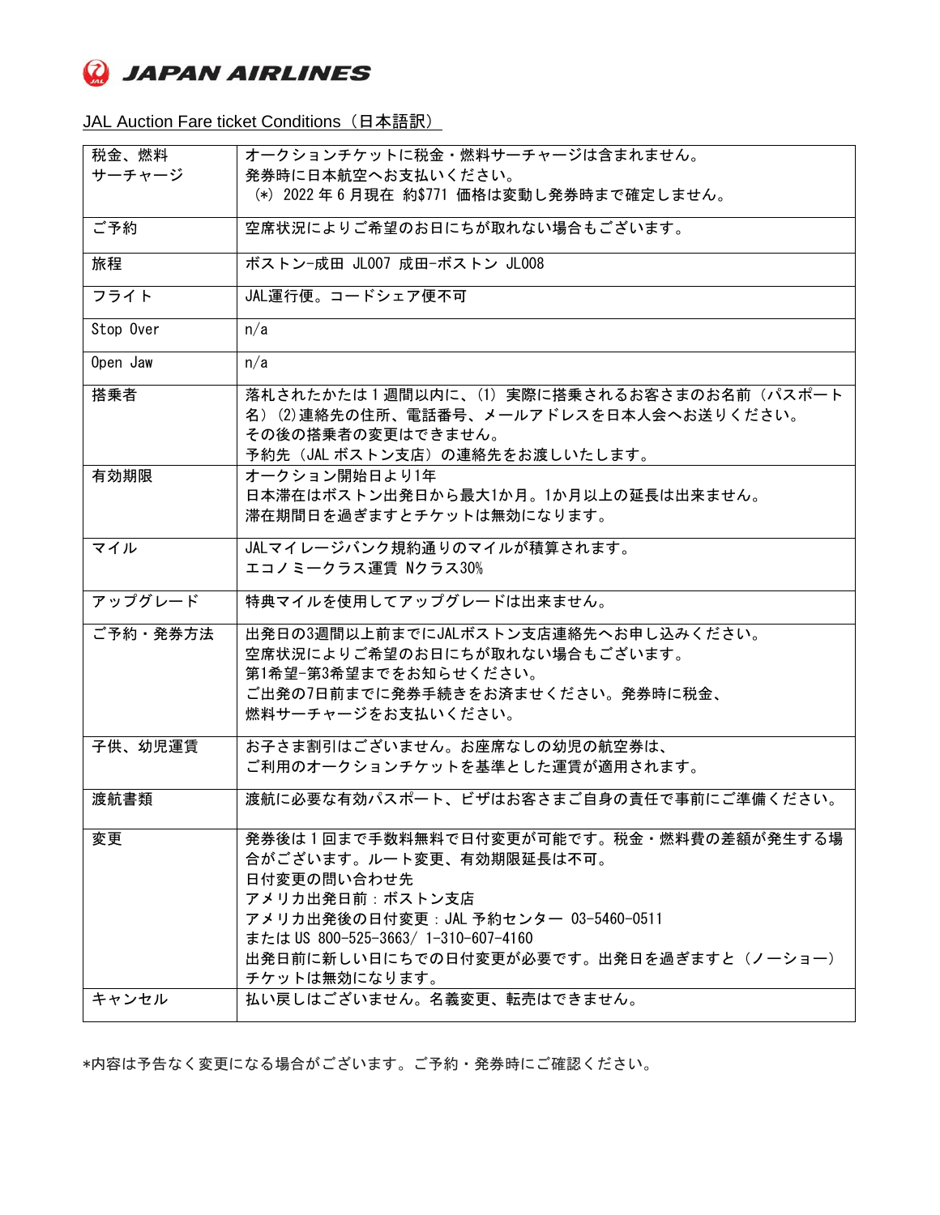JAPAN AIRLINES

JAL Auction Fare ticket Conditions（日本語訳）

| 税金、燃料サーチャージ | オークションチケットに税金・燃料サーチャージは含まれません。<br>発券時に日本航空へお支払いください。<br>（*）2022 年 6 月現在 約$771 価格は変動し発券時まで確定しません。 |
|---|---|
| ご予約 | 空席状況によりご希望のお日にちが取れない場合もございます。 |
| 旅程 | ボストン-成田 JL007 成田-ボストン JL008 |
| フライト | JAL運行便。コードシェア便不可 |
| Stop Over | n/a |
| Open Jaw | n/a |
| 搭乗者 | 落札されたかたは 1 週間以内に、(1) 実際に搭乗されるお客さまのお名前（パスポート名）(2)連絡先の住所、電話番号、メールアドレスを日本人会へお送りください。<br>その後の搭乗者の変更はできません。<br>予約先（JAL ボストン支店）の連絡先をお渡しいたします。 |
| 有効期限 | オークション開始日より1年<br>日本滞在はボストン出発日から最大1か月。1か月以上の延長は出来ません。<br>滞在期間日を過ぎますとチケットは無効になります。 |
| マイル | JALマイレージバンク規約通りのマイルが積算されます。<br>エコノミークラス運賃 Nクラス30% |
| アップグレード | 特典マイルを使用してアップグレードは出来ません。 |
| ご予約・発券方法 | 出発日の3週間以上前までにJALボストン支店連絡先へお申し込みください。<br>空席状況によりご希望のお日にちが取れない場合もございます。<br>第1希望-第3希望までをお知らせください。<br>ご出発の7日前までに発券手続きをお済ませください。発券時に税金、燃料サーチャージをお支払いください。 |
| 子供、幼児運賃 | お子さま割引はございません。お座席なしの幼児の航空券は、<br>ご利用のオークションチケットを基準とした運賃が適用されます。 |
| 渡航書類 | 渡航に必要な有効パスポート、ビザはお客さまご自身の責任で事前にご準備ください。 |
| 変更 | 発券後は 1 回まで手数料無料で日付変更が可能です。税金・燃料費の差額が発生する場合がございます。ルート変更、有効期限延長は不可。<br>日付変更の問い合わせ先<br>アメリカ出発日前：ボストン支店<br>アメリカ出発後の日付変更：JAL 予約センター 03-5460-0511<br>または US 800-525-3663/ 1-310-607-4160<br>出発日前に新しい日にちでの日付変更が必要です。出発日を過ぎますと（ノーショー）チケットは無効になります。 |
| キャンセル | 払い戻しはございません。名義変更、転売はできません。 |

*内容は予告なく変更になる場合がございます。ご予約・発券時にご確認ください。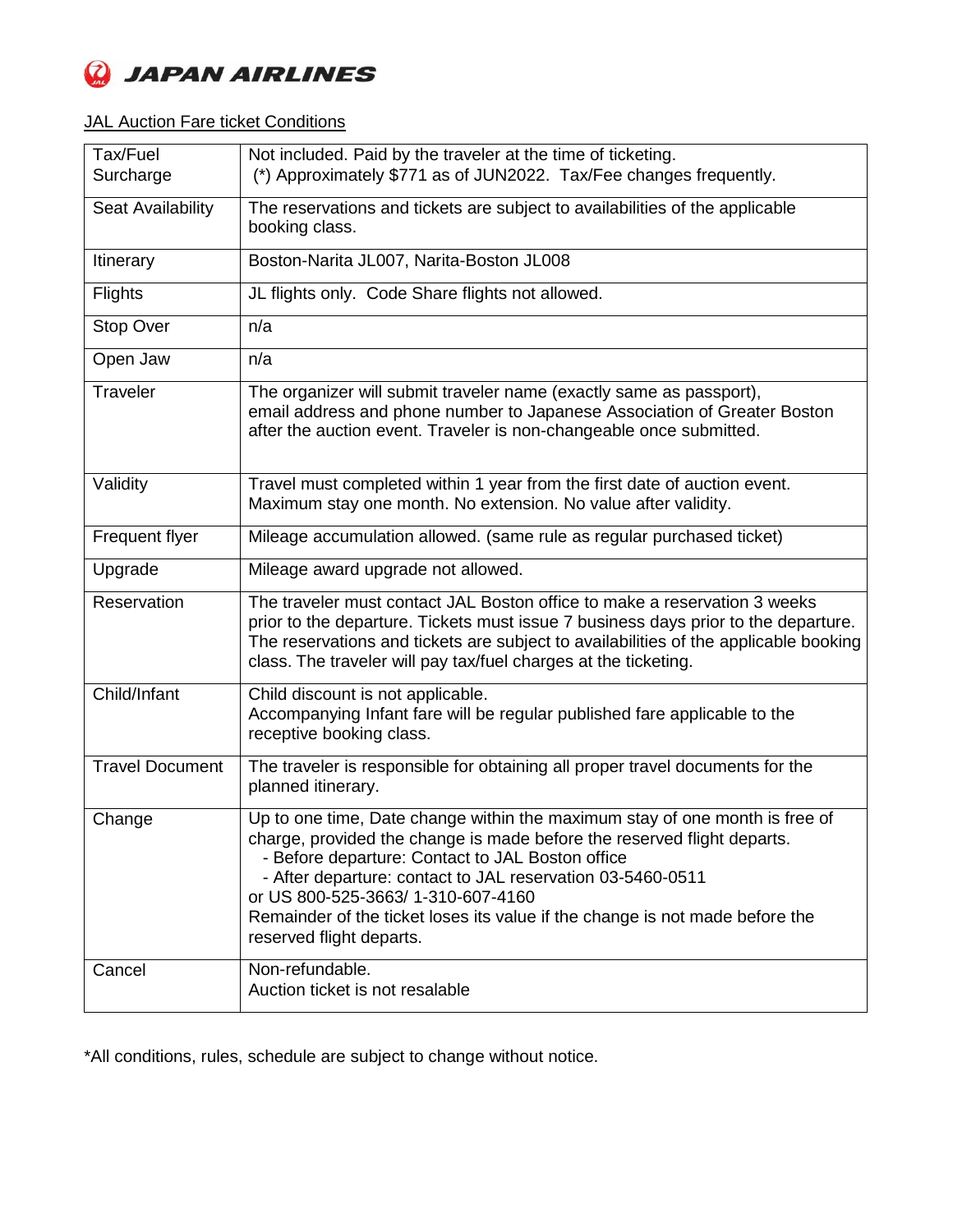JAPAN AIRLINES

JAL Auction Fare ticket Conditions

| | |
|---|---|
| Tax/Fuel Surcharge | Not included. Paid by the traveler at the time of ticketing.<br>(*) Approximately $771 as of JUN2022. Tax/Fee changes frequently. |
| Seat Availability | The reservations and tickets are subject to availabilities of the applicable booking class. |
| Itinerary | Boston-Narita JL007, Narita-Boston JL008 |
| Flights | JL flights only. Code Share flights not allowed. |
| Stop Over | n/a |
| Open Jaw | n/a |
| Traveler | The organizer will submit traveler name (exactly same as passport), email address and phone number to Japanese Association of Greater Boston after the auction event. Traveler is non-changeable once submitted. |
| Validity | Travel must completed within 1 year from the first date of auction event. Maximum stay one month. No extension. No value after validity. |
| Frequent flyer | Mileage accumulation allowed. (same rule as regular purchased ticket) |
| Upgrade | Mileage award upgrade not allowed. |
| Reservation | The traveler must contact JAL Boston office to make a reservation 3 weeks prior to the departure. Tickets must issue 7 business days prior to the departure. The reservations and tickets are subject to availabilities of the applicable booking class. The traveler will pay tax/fuel charges at the ticketing. |
| Child/Infant | Child discount is not applicable.<br>Accompanying Infant fare will be regular published fare applicable to the receptive booking class. |
| Travel Document | The traveler is responsible for obtaining all proper travel documents for the planned itinerary. |
| Change | Up to one time, Date change within the maximum stay of one month is free of charge, provided the change is made before the reserved flight departs.<br>- Before departure: Contact to JAL Boston office<br>- After departure: contact to JAL reservation 03-5460-0511<br>or US 800-525-3663/ 1-310-607-4160<br>Remainder of the ticket loses its value if the change is not made before the reserved flight departs. |
| Cancel | Non-refundable.<br>Auction ticket is not resalable |

*All conditions, rules, schedule are subject to change without notice.